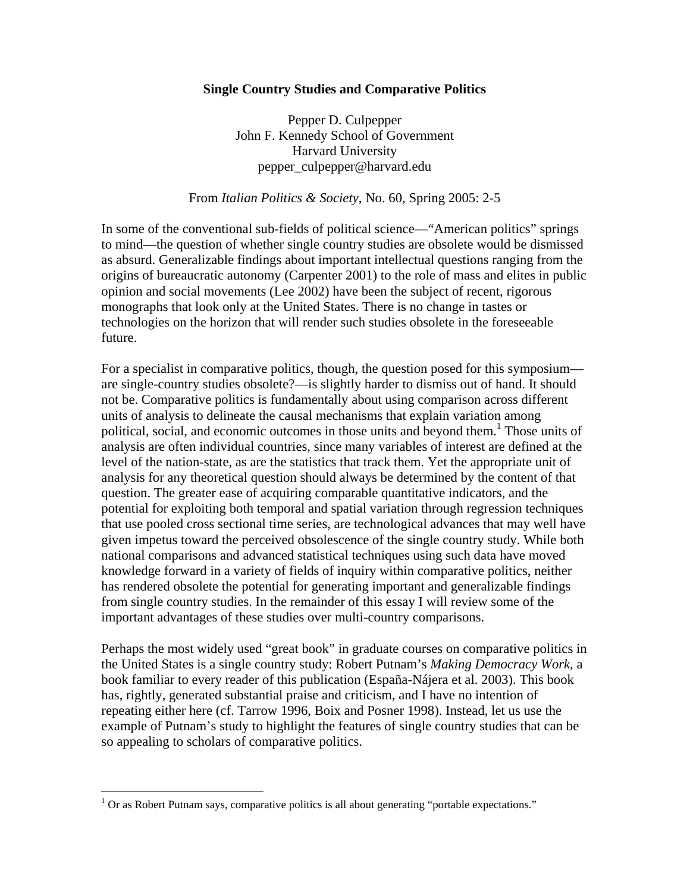# Single Country Studies and Comparative Politics

Pepper D. Culpepper
John F. Kennedy School of Government
Harvard University
pepper_culpepper@harvard.edu

From *Italian Politics & Society*, No. 60, Spring 2005: 2-5

In some of the conventional sub-fields of political science—"American politics" springs to mind—the question of whether single country studies are obsolete would be dismissed as absurd. Generalizable findings about important intellectual questions ranging from the origins of bureaucratic autonomy (Carpenter 2001) to the role of mass and elites in public opinion and social movements (Lee 2002) have been the subject of recent, rigorous monographs that look only at the United States. There is no change in tastes or technologies on the horizon that will render such studies obsolete in the foreseeable future.

For a specialist in comparative politics, though, the question posed for this symposium—are single-country studies obsolete?—is slightly harder to dismiss out of hand. It should not be. Comparative politics is fundamentally about using comparison across different units of analysis to delineate the causal mechanisms that explain variation among political, social, and economic outcomes in those units and beyond them.[1] Those units of analysis are often individual countries, since many variables of interest are defined at the level of the nation-state, as are the statistics that track them. Yet the appropriate unit of analysis for any theoretical question should always be determined by the content of that question. The greater ease of acquiring comparable quantitative indicators, and the potential for exploiting both temporal and spatial variation through regression techniques that use pooled cross sectional time series, are technological advances that may well have given impetus toward the perceived obsolescence of the single country study. While both national comparisons and advanced statistical techniques using such data have moved knowledge forward in a variety of fields of inquiry within comparative politics, neither has rendered obsolete the potential for generating important and generalizable findings from single country studies. In the remainder of this essay I will review some of the important advantages of these studies over multi-country comparisons.

Perhaps the most widely used "great book" in graduate courses on comparative politics in the United States is a single country study: Robert Putnam's *Making Democracy Work*, a book familiar to every reader of this publication (España-Nájera et al. 2003). This book has, rightly, generated substantial praise and criticism, and I have no intention of repeating either here (cf. Tarrow 1996, Boix and Posner 1998). Instead, let us use the example of Putnam's study to highlight the features of single country studies that can be so appealing to scholars of comparative politics.

[1] Or as Robert Putnam says, comparative politics is all about generating "portable expectations."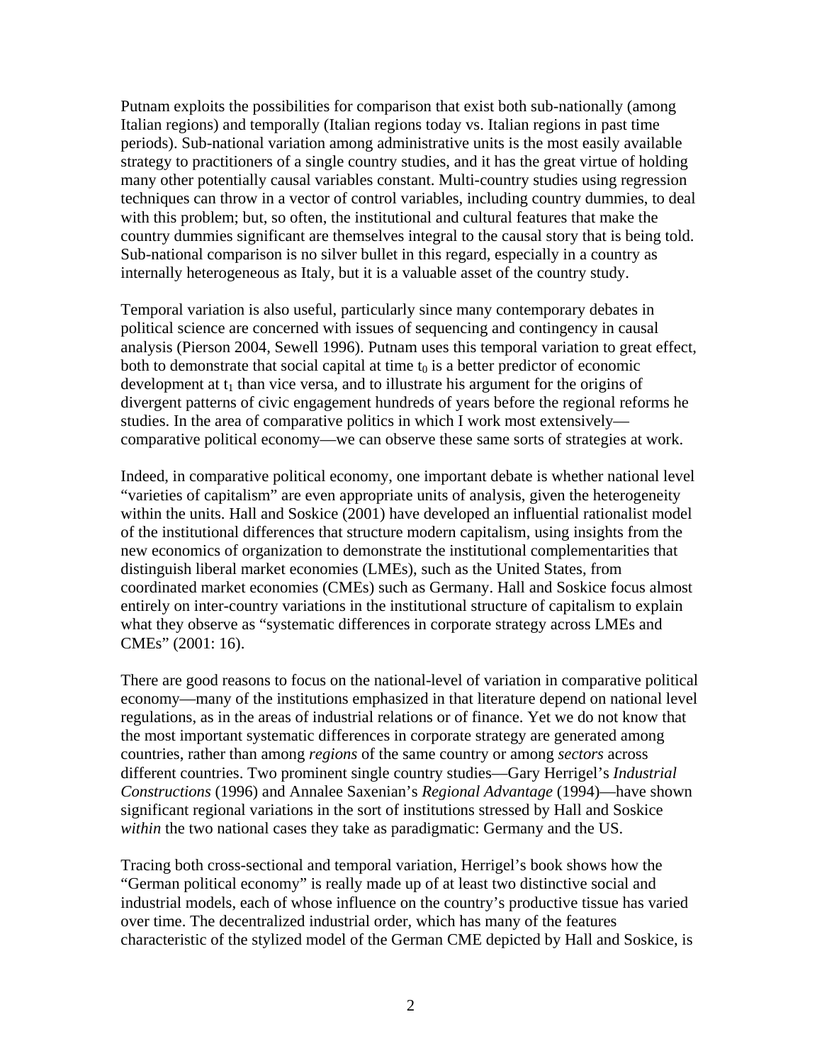Putnam exploits the possibilities for comparison that exist both sub-nationally (among Italian regions) and temporally (Italian regions today vs. Italian regions in past time periods). Sub-national variation among administrative units is the most easily available strategy to practitioners of a single country studies, and it has the great virtue of holding many other potentially causal variables constant. Multi-country studies using regression techniques can throw in a vector of control variables, including country dummies, to deal with this problem; but, so often, the institutional and cultural features that make the country dummies significant are themselves integral to the causal story that is being told. Sub-national comparison is no silver bullet in this regard, especially in a country as internally heterogeneous as Italy, but it is a valuable asset of the country study.

Temporal variation is also useful, particularly since many contemporary debates in political science are concerned with issues of sequencing and contingency in causal analysis (Pierson 2004, Sewell 1996). Putnam uses this temporal variation to great effect, both to demonstrate that social capital at time $t_0$ is a better predictor of economic development at $t_1$ than vice versa, and to illustrate his argument for the origins of divergent patterns of civic engagement hundreds of years before the regional reforms he studies. In the area of comparative politics in which I work most extensively—comparative political economy—we can observe these same sorts of strategies at work.

Indeed, in comparative political economy, one important debate is whether national level "varieties of capitalism" are even appropriate units of analysis, given the heterogeneity within the units. Hall and Soskice (2001) have developed an influential rationalist model of the institutional differences that structure modern capitalism, using insights from the new economics of organization to demonstrate the institutional complementarities that distinguish liberal market economies (LMEs), such as the United States, from coordinated market economies (CMEs) such as Germany. Hall and Soskice focus almost entirely on inter-country variations in the institutional structure of capitalism to explain what they observe as "systematic differences in corporate strategy across LMEs and CMEs" (2001: 16).

There are good reasons to focus on the national-level of variation in comparative political economy—many of the institutions emphasized in that literature depend on national level regulations, as in the areas of industrial relations or of finance. Yet we do not know that the most important systematic differences in corporate strategy are generated among countries, rather than among *regions* of the same country or among *sectors* across different countries. Two prominent single country studies—Gary Herrigel's *Industrial Constructions* (1996) and Annalee Saxenian's *Regional Advantage* (1994)—have shown significant regional variations in the sort of institutions stressed by Hall and Soskice *within* the two national cases they take as paradigmatic: Germany and the US.

Tracing both cross-sectional and temporal variation, Herrigel's book shows how the "German political economy" is really made up of at least two distinctive social and industrial models, each of whose influence on the country's productive tissue has varied over time. The decentralized industrial order, which has many of the features characteristic of the stylized model of the German CME depicted by Hall and Soskice, is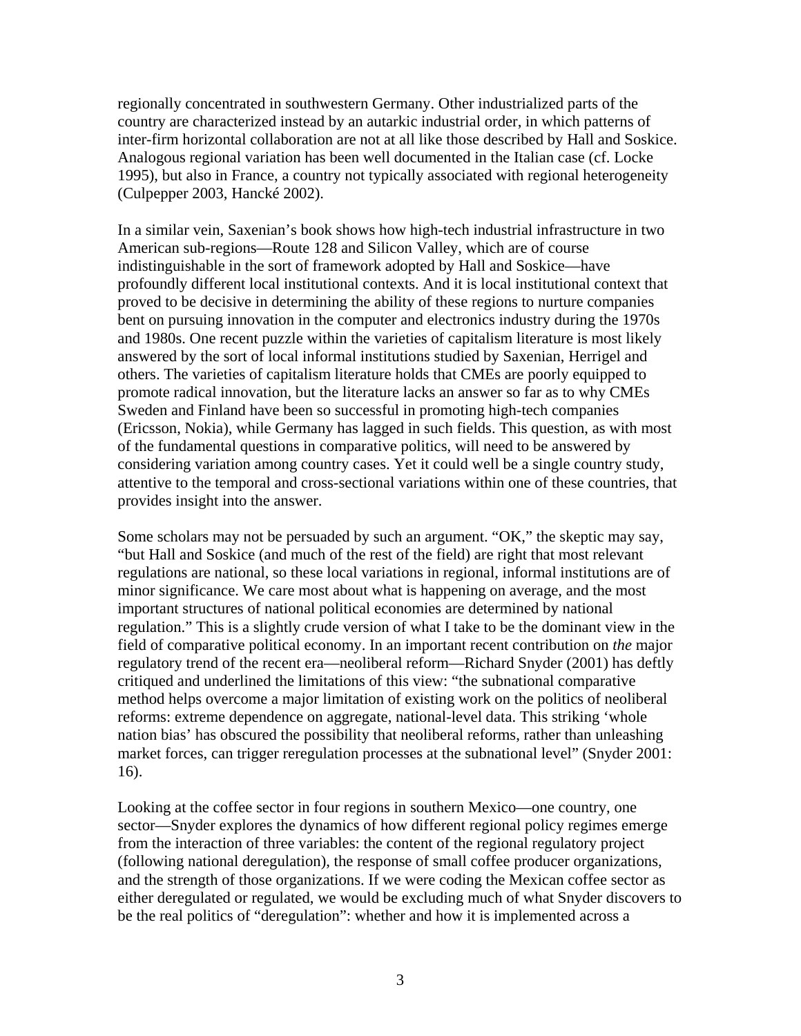regionally concentrated in southwestern Germany. Other industrialized parts of the country are characterized instead by an autarkic industrial order, in which patterns of inter-firm horizontal collaboration are not at all like those described by Hall and Soskice. Analogous regional variation has been well documented in the Italian case (cf. Locke 1995), but also in France, a country not typically associated with regional heterogeneity (Culpepper 2003, Hancké 2002).

In a similar vein, Saxenian's book shows how high-tech industrial infrastructure in two American sub-regions—Route 128 and Silicon Valley, which are of course indistinguishable in the sort of framework adopted by Hall and Soskice—have profoundly different local institutional contexts. And it is local institutional context that proved to be decisive in determining the ability of these regions to nurture companies bent on pursuing innovation in the computer and electronics industry during the 1970s and 1980s. One recent puzzle within the varieties of capitalism literature is most likely answered by the sort of local informal institutions studied by Saxenian, Herrigel and others. The varieties of capitalism literature holds that CMEs are poorly equipped to promote radical innovation, but the literature lacks an answer so far as to why CMEs Sweden and Finland have been so successful in promoting high-tech companies (Ericsson, Nokia), while Germany has lagged in such fields. This question, as with most of the fundamental questions in comparative politics, will need to be answered by considering variation among country cases. Yet it could well be a single country study, attentive to the temporal and cross-sectional variations within one of these countries, that provides insight into the answer.

Some scholars may not be persuaded by such an argument. "OK," the skeptic may say, "but Hall and Soskice (and much of the rest of the field) are right that most relevant regulations are national, so these local variations in regional, informal institutions are of minor significance. We care most about what is happening on average, and the most important structures of national political economies are determined by national regulation." This is a slightly crude version of what I take to be the dominant view in the field of comparative political economy. In an important recent contribution on *the* major regulatory trend of the recent era—neoliberal reform—Richard Snyder (2001) has deftly critiqued and underlined the limitations of this view: "the subnational comparative method helps overcome a major limitation of existing work on the politics of neoliberal reforms: extreme dependence on aggregate, national-level data. This striking 'whole nation bias' has obscured the possibility that neoliberal reforms, rather than unleashing market forces, can trigger reregulation processes at the subnational level" (Snyder 2001: 16).

Looking at the coffee sector in four regions in southern Mexico—one country, one sector—Snyder explores the dynamics of how different regional policy regimes emerge from the interaction of three variables: the content of the regional regulatory project (following national deregulation), the response of small coffee producer organizations, and the strength of those organizations. If we were coding the Mexican coffee sector as either deregulated or regulated, we would be excluding much of what Snyder discovers to be the real politics of "deregulation": whether and how it is implemented across a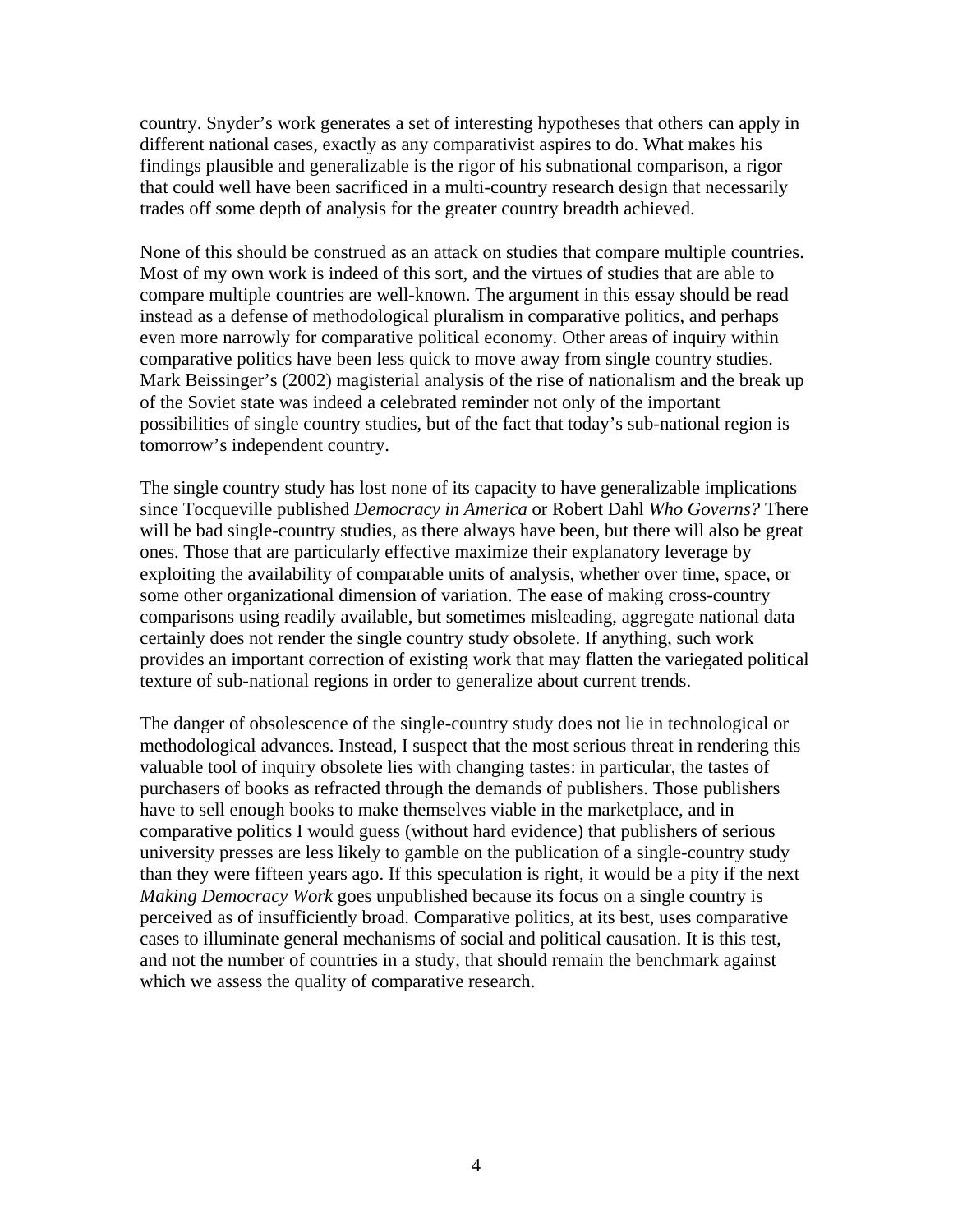country. Snyder's work generates a set of interesting hypotheses that others can apply in different national cases, exactly as any comparativist aspires to do. What makes his findings plausible and generalizable is the rigor of his subnational comparison, a rigor that could well have been sacrificed in a multi-country research design that necessarily trades off some depth of analysis for the greater country breadth achieved.

None of this should be construed as an attack on studies that compare multiple countries. Most of my own work is indeed of this sort, and the virtues of studies that are able to compare multiple countries are well-known. The argument in this essay should be read instead as a defense of methodological pluralism in comparative politics, and perhaps even more narrowly for comparative political economy. Other areas of inquiry within comparative politics have been less quick to move away from single country studies. Mark Beissinger's (2002) magisterial analysis of the rise of nationalism and the break up of the Soviet state was indeed a celebrated reminder not only of the important possibilities of single country studies, but of the fact that today's sub-national region is tomorrow's independent country.

The single country study has lost none of its capacity to have generalizable implications since Tocqueville published *Democracy in America* or Robert Dahl *Who Governs?* There will be bad single-country studies, as there always have been, but there will also be great ones. Those that are particularly effective maximize their explanatory leverage by exploiting the availability of comparable units of analysis, whether over time, space, or some other organizational dimension of variation. The ease of making cross-country comparisons using readily available, but sometimes misleading, aggregate national data certainly does not render the single country study obsolete. If anything, such work provides an important correction of existing work that may flatten the variegated political texture of sub-national regions in order to generalize about current trends.

The danger of obsolescence of the single-country study does not lie in technological or methodological advances. Instead, I suspect that the most serious threat in rendering this valuable tool of inquiry obsolete lies with changing tastes: in particular, the tastes of purchasers of books as refracted through the demands of publishers. Those publishers have to sell enough books to make themselves viable in the marketplace, and in comparative politics I would guess (without hard evidence) that publishers of serious university presses are less likely to gamble on the publication of a single-country study than they were fifteen years ago. If this speculation is right, it would be a pity if the next *Making Democracy Work* goes unpublished because its focus on a single country is perceived as of insufficiently broad. Comparative politics, at its best, uses comparative cases to illuminate general mechanisms of social and political causation. It is this test, and not the number of countries in a study, that should remain the benchmark against which we assess the quality of comparative research.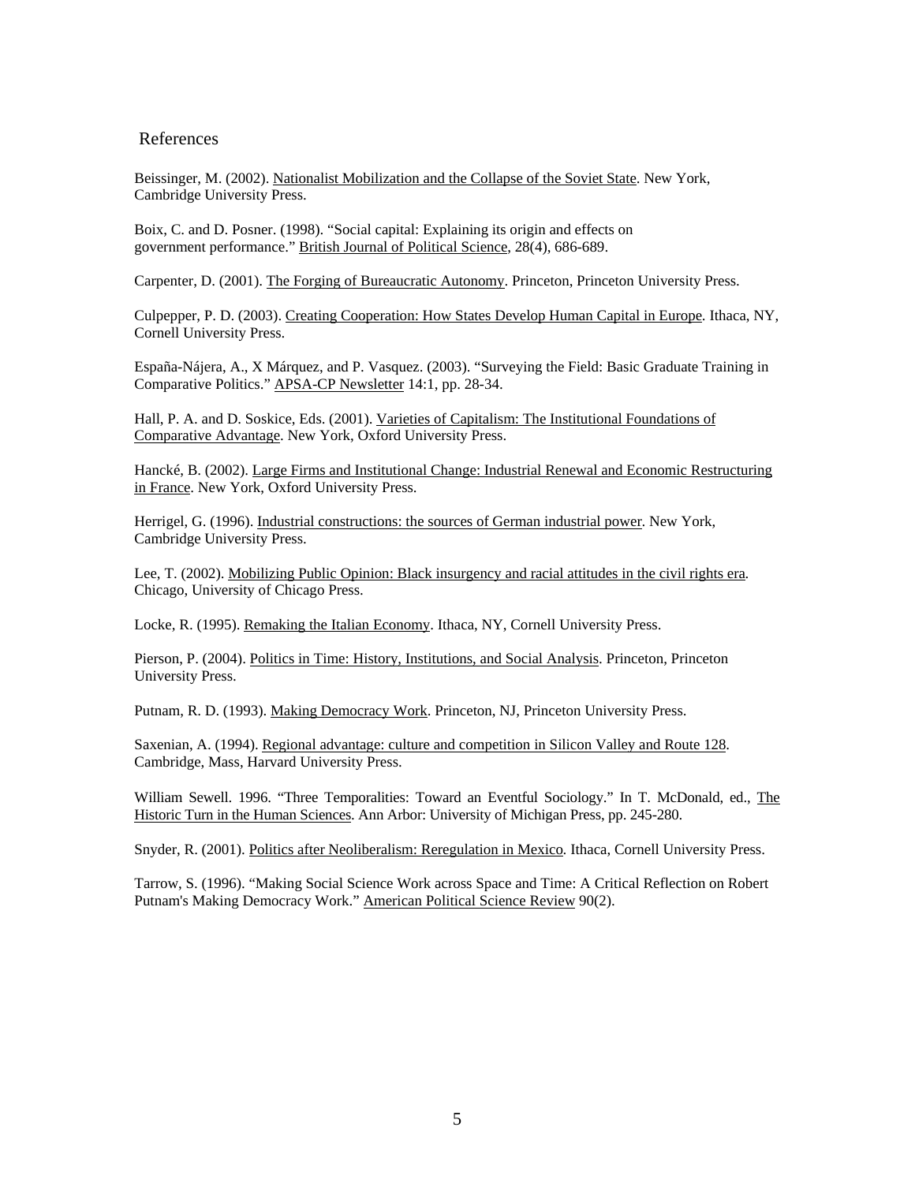## References

Beissinger, M. (2002). Nationalist Mobilization and the Collapse of the Soviet State. New York, Cambridge University Press.

Boix, C. and D. Posner. (1998). "Social capital: Explaining its origin and effects on government performance." British Journal of Political Science, 28(4), 686-689.

Carpenter, D. (2001). The Forging of Bureaucratic Autonomy. Princeton, Princeton University Press.

Culpepper, P. D. (2003). Creating Cooperation: How States Develop Human Capital in Europe. Ithaca, NY, Cornell University Press.

España-Nájera, A., X Márquez, and P. Vasquez. (2003). "Surveying the Field: Basic Graduate Training in Comparative Politics." APSA-CP Newsletter 14:1, pp. 28-34.

Hall, P. A. and D. Soskice, Eds. (2001). Varieties of Capitalism: The Institutional Foundations of Comparative Advantage. New York, Oxford University Press.

Hancké, B. (2002). Large Firms and Institutional Change: Industrial Renewal and Economic Restructuring in France. New York, Oxford University Press.

Herrigel, G. (1996). Industrial constructions: the sources of German industrial power. New York, Cambridge University Press.

Lee, T. (2002). Mobilizing Public Opinion: Black insurgency and racial attitudes in the civil rights era. Chicago, University of Chicago Press.

Locke, R. (1995). Remaking the Italian Economy. Ithaca, NY, Cornell University Press.

Pierson, P. (2004). Politics in Time: History, Institutions, and Social Analysis. Princeton, Princeton University Press.

Putnam, R. D. (1993). Making Democracy Work. Princeton, NJ, Princeton University Press.

Saxenian, A. (1994). Regional advantage: culture and competition in Silicon Valley and Route 128. Cambridge, Mass, Harvard University Press.

William Sewell. 1996. "Three Temporalities: Toward an Eventful Sociology." In T. McDonald, ed., The Historic Turn in the Human Sciences. Ann Arbor: University of Michigan Press, pp. 245-280.

Snyder, R. (2001). Politics after Neoliberalism: Reregulation in Mexico. Ithaca, Cornell University Press.

Tarrow, S. (1996). "Making Social Science Work across Space and Time: A Critical Reflection on Robert Putnam's Making Democracy Work." American Political Science Review 90(2).